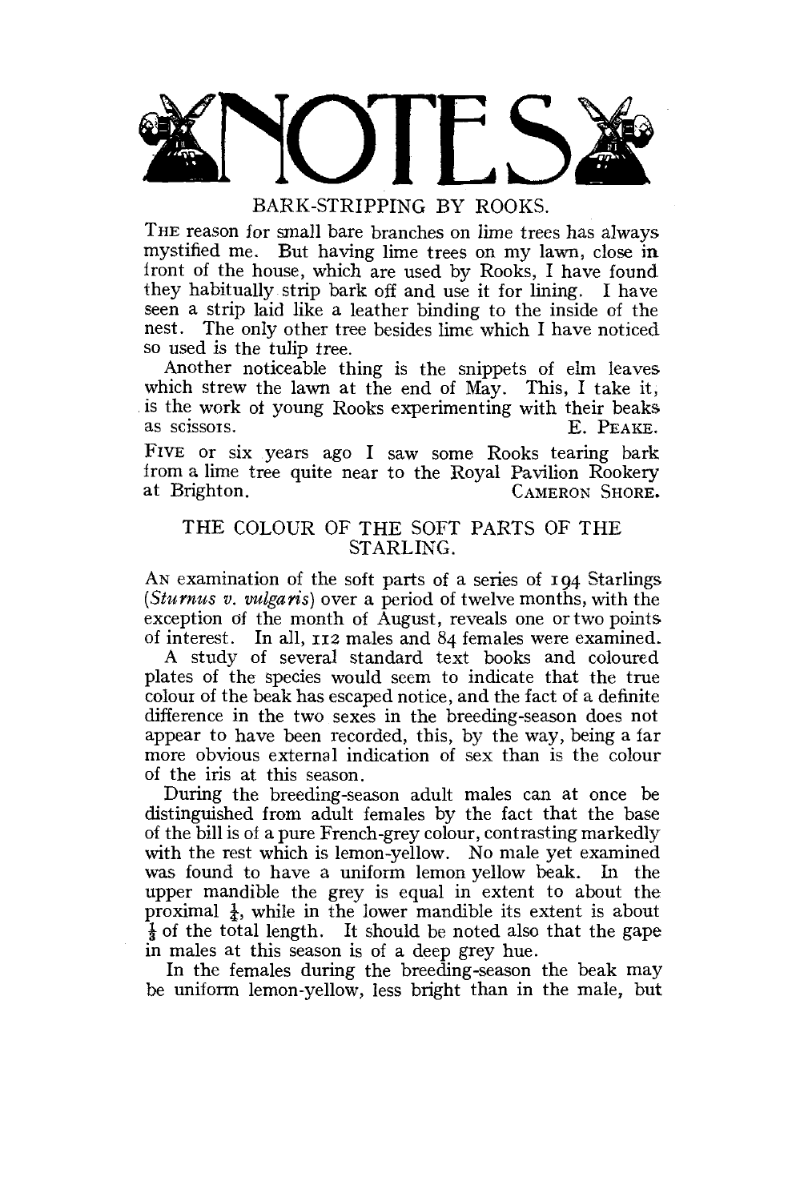# NOTES

## BARK-STRIPPING BY ROOKS.

THE reason for small bare branches on lime trees has always mystified me. But having lime trees on my lawn, close in front of the house, which are used by Rooks, I have found they habitually strip bark off and use it for lining. I have seen a strip laid like a leather binding to the inside of the nest. The only other tree besides lime which I have noticed so used is the tulip tree.

Another noticeable thing is the snippets of elm leaves which strew the lawn at the end of May. This, I take it, is the work of young Rooks experimenting with their beaks as scissors.

E. PEAKE.

FIVE or six years ago I saw some Rooks tearing bark from a lime tree quite near to the Royal Pavilion Rookery at Brighton.

CAMERON SHORE.

## THE COLOUR OF THE SOFT PARTS OF THE STARLING.

AN examination of the soft parts of a series of 194 Starlings (*Sturnus v. vulgaris*) over a period of twelve months, with the exception of the month of August, reveals one or two points of interest. In all, 112 males and 84 females were examined.

A study of several standard text books and coloured plates of the species would seem to indicate that the true colour of the beak has escaped notice, and the fact of a definite difference in the two sexes in the breeding-season does not appear to have been recorded, this, by the way, being a far more obvious external indication of sex than is the colour of the iris at this season.

During the breeding-season adult males can at once be distinguished from adult females by the fact that the base of the bill is of a pure French-grey colour, contrasting markedly with the rest which is lemon-yellow. No male yet examined was found to have a uniform lemon yellow beak. In the upper mandible the grey is equal in extent to about the proximal $\frac{1}{4}$, while in the lower mandible its extent is about $\frac{1}{3}$ of the total length. It should be noted also that the gape in males at this season is of a deep grey hue.

In the females during the breeding-season the beak may be uniform lemon-yellow, less bright than in the male, but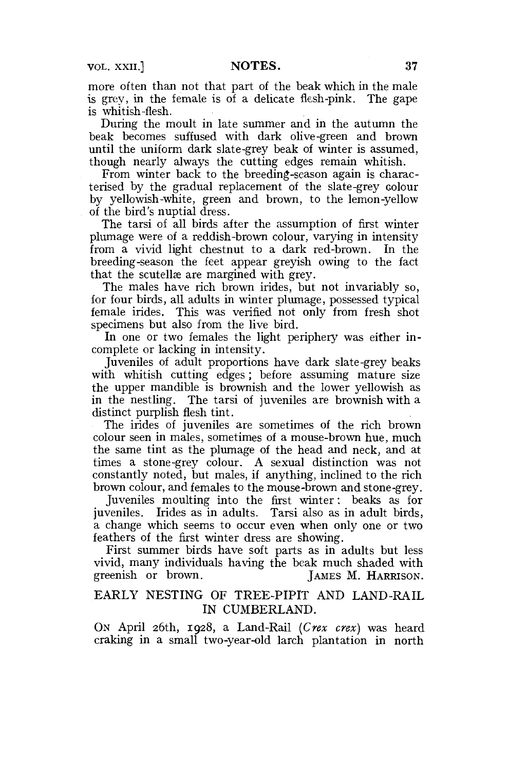more often than not that part of the beak which in the male is grey, in the female is of a delicate flesh-pink. The gape is whitish-flesh.

During the moult in late summer and in the autumn the beak becomes suffused with dark olive-green and brown until the uniform dark slate-grey beak of winter is assumed, though nearly always the cutting edges remain whitish.

From winter back to the breeding-season again is characterised by the gradual replacement of the slate-grey colour by yellowish-white, green and brown, to the lemon-yellow of the bird's nuptial dress.

The tarsi of all birds after the assumption of first winter plumage were of a reddish-brown colour, varying in intensity from a vivid light chestnut to a dark red-brown. In the breeding-season the feet appear greyish owing to the fact that the scutellæ are margined with grey.

The males have rich brown irides, but not invariably so, for four birds, all adults in winter plumage, possessed typical female irides. This was verified not only from fresh shot specimens but also from the live bird.

In one or two females the light periphery was either incomplete or lacking in intensity.

Juveniles of adult proportions have dark slate-grey beaks with whitish cutting edges; before assuming mature size the upper mandible is brownish and the lower yellowish as in the nestling. The tarsi of juveniles are brownish with a distinct purplish flesh tint.

The irides of juveniles are sometimes of the rich brown colour seen in males, sometimes of a mouse-brown hue, much the same tint as the plumage of the head and neck, and at times a stone-grey colour. A sexual distinction was not constantly noted, but males, if anything, inclined to the rich brown colour, and females to the mouse-brown and stone-grey.

Juveniles moulting into the first winter: beaks as for juveniles. Irides as in adults. Tarsi also as in adult birds, a change which seems to occur even when only one or two feathers of the first winter dress are showing.

First summer birds have soft parts as in adults but less vivid, many individuals having the beak much shaded with greenish or brown.

JAMES M. HARRISON.

## EARLY NESTING OF TREE-PIPIT AND LAND-RAIL IN CUMBERLAND.

ON April 26th, 1928, a Land-Rail (*Crex crex*) was heard craking in a small two-year-old larch plantation in north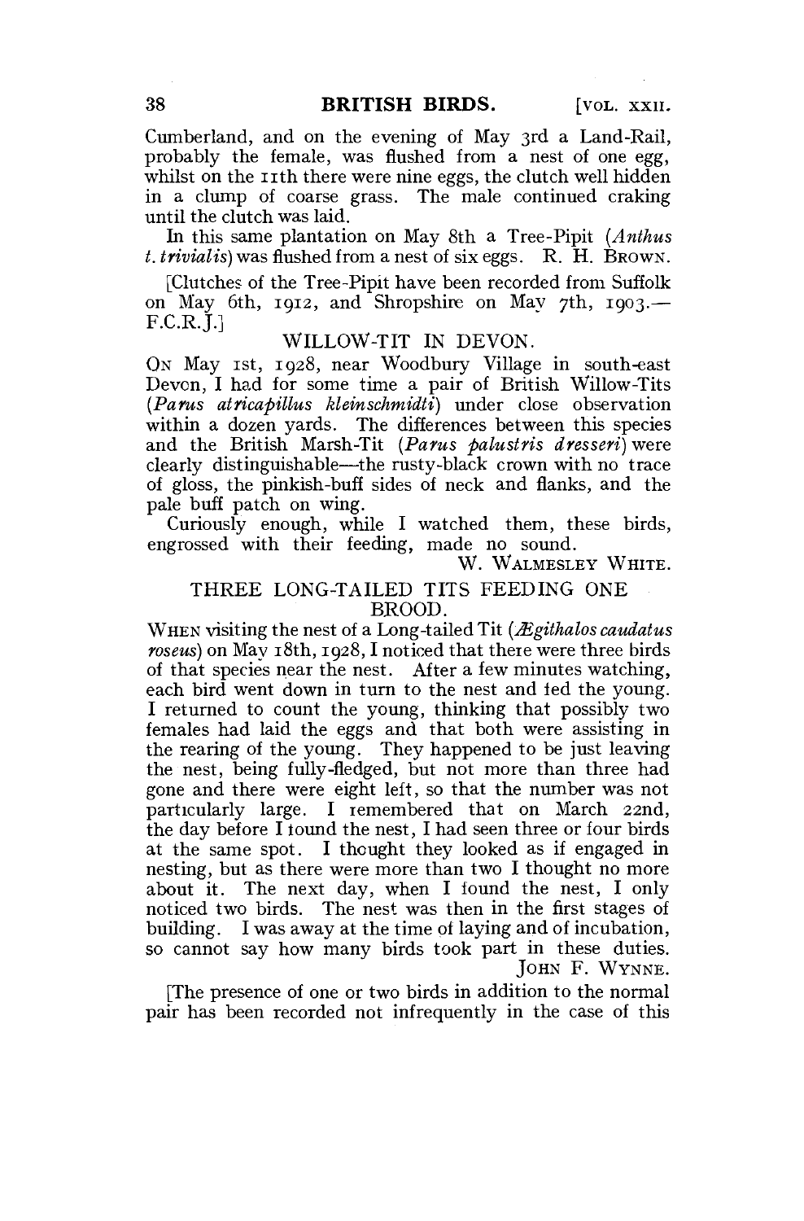Cumberland, and on the evening of May 3rd a Land-Rail, probably the female, was flushed from a nest of one egg, whilst on the 11th there were nine eggs, the clutch well hidden in a clump of coarse grass. The male continued craking until the clutch was laid.

In this same plantation on May 8th a Tree-Pipit (*Anthus t. trivialis*) was flushed from a nest of six eggs. R. H. Brown.

[Clutches of the Tree-Pipit have been recorded from Suffolk on May 6th, 1912, and Shropshire on May 7th, 1903.—F.C.R.J.]

## WILLOW-TIT IN DEVON.

On May 1st, 1928, near Woodbury Village in south-east Devon, I had for some time a pair of British Willow-Tits (*Parus atricapillus kleinschmidti*) under close observation within a dozen yards. The differences between this species and the British Marsh-Tit (*Parus palustris dresseri*) were clearly distinguishable—the rusty-black crown with no trace of gloss, the pinkish-buff sides of neck and flanks, and the pale buff patch on wing.

Curiously enough, while I watched them, these birds, engrossed with their feeding, made no sound.

W. Walmesley White.

## THREE LONG-TAILED TITS FEEDING ONE BROOD.

When visiting the nest of a Long-tailed Tit (*Ægithalos caudatus roseus*) on May 18th, 1928, I noticed that there were three birds of that species near the nest. After a few minutes watching, each bird went down in turn to the nest and fed the young. I returned to count the young, thinking that possibly two females had laid the eggs and that both were assisting in the rearing of the young. They happened to be just leaving the nest, being fully-fledged, but not more than three had gone and there were eight left, so that the number was not particularly large. I remembered that on March 22nd, the day before I found the nest, I had seen three or four birds at the same spot. I thought they looked as if engaged in nesting, but as there were more than two I thought no more about it. The next day, when I found the nest, I only noticed two birds. The nest was then in the first stages of building. I was away at the time of laying and of incubation, so cannot say how many birds took part in these duties.

John F. Wynne.

[The presence of one or two birds in addition to the normal pair has been recorded not infrequently in the case of this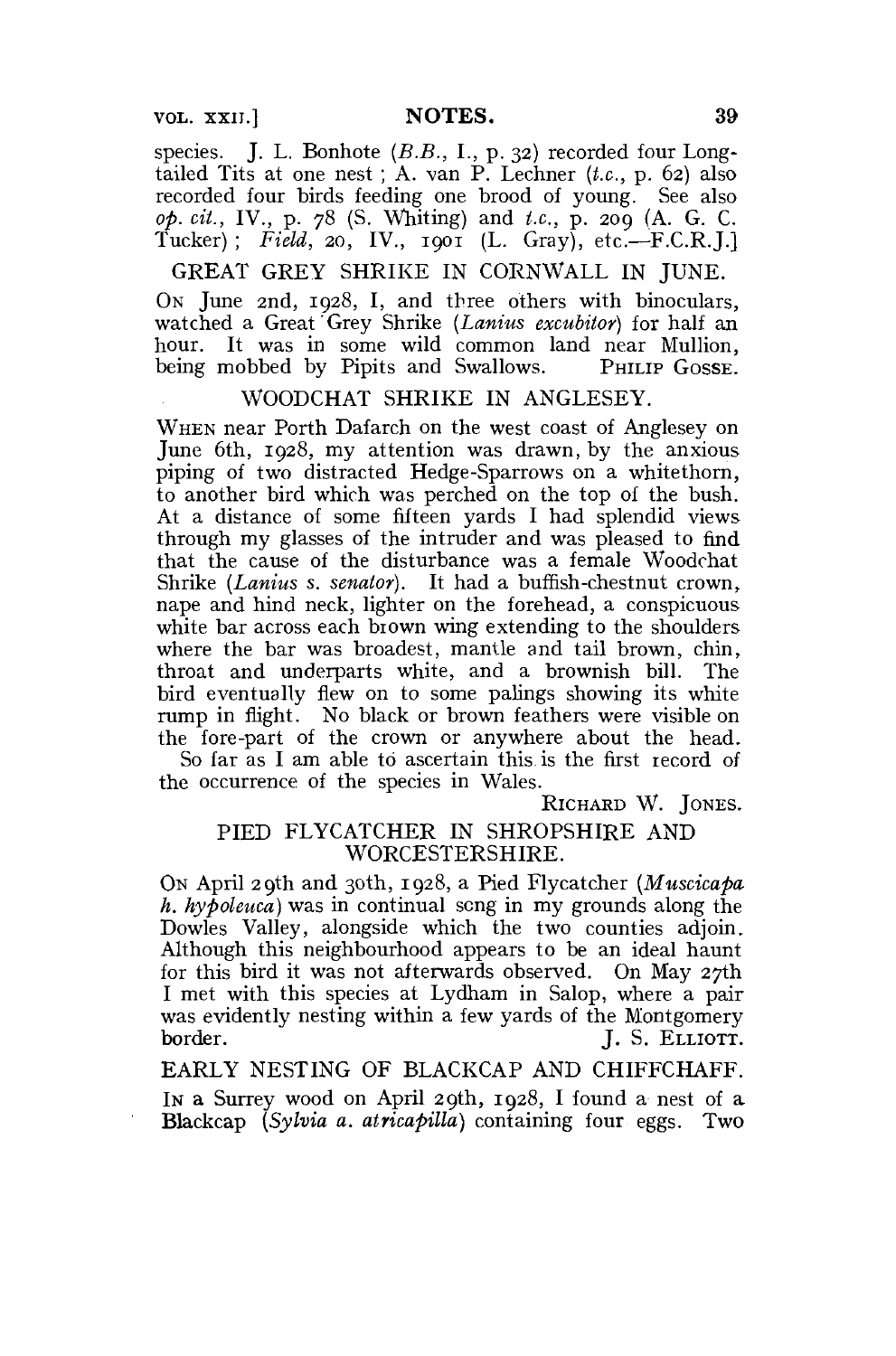species. J. L. Bonhote (*B.B.*, I., p. 32) recorded four Long-tailed Tits at one nest; A. van P. Lechner (*t.c.*, p. 62) also recorded four birds feeding one brood of young. See also *op. cit.*, IV., p. 78 (S. Whiting) and *t.c.*, p. 209 (A. G. C. Tucker); *Field*, 20, IV., 1901 (L. Gray), etc.—F.C.R.J.]

## GREAT GREY SHRIKE IN CORNWALL IN JUNE.

On June 2nd, 1928, I, and three others with binoculars, watched a Great Grey Shrike (*Lanius excubitor*) for half an hour. It was in some wild common land near Mullion, being mobbed by Pipits and Swallows. PHILIP GOSSE.

## WOODCHAT SHRIKE IN ANGLESEY.

When near Porth Dafarch on the west coast of Anglesey on June 6th, 1928, my attention was drawn, by the anxious piping of two distracted Hedge-Sparrows on a whitethorn, to another bird which was perched on the top of the bush. At a distance of some fifteen yards I had splendid views through my glasses of the intruder and was pleased to find that the cause of the disturbance was a female Woodchat Shrike (*Lanius s. senator*). It had a buffish-chestnut crown, nape and hind neck, lighter on the forehead, a conspicuous white bar across each brown wing extending to the shoulders where the bar was broadest, mantle and tail brown, chin, throat and underparts white, and a brownish bill. The bird eventually flew on to some palings showing its white rump in flight. No black or brown feathers were visible on the fore-part of the crown or anywhere about the head.

So far as I am able to ascertain this is the first record of the occurrence of the species in Wales.

RICHARD W. JONES.

## PIED FLYCATCHER IN SHROPSHIRE AND WORCESTERSHIRE.

On April 29th and 30th, 1928, a Pied Flycatcher (*Muscicapa h. hypoleuca*) was in continual song in my grounds along the Dowles Valley, alongside which the two counties adjoin. Although this neighbourhood appears to be an ideal haunt for this bird it was not afterwards observed. On May 27th I met with this species at Lydham in Salop, where a pair was evidently nesting within a few yards of the Montgomery border. J. S. ELLIOTT.

## EARLY NESTING OF BLACKCAP AND CHIFFCHAFF.

In a Surrey wood on April 29th, 1928, I found a nest of a Blackcap (*Sylvia a. atricapilla*) containing four eggs. Two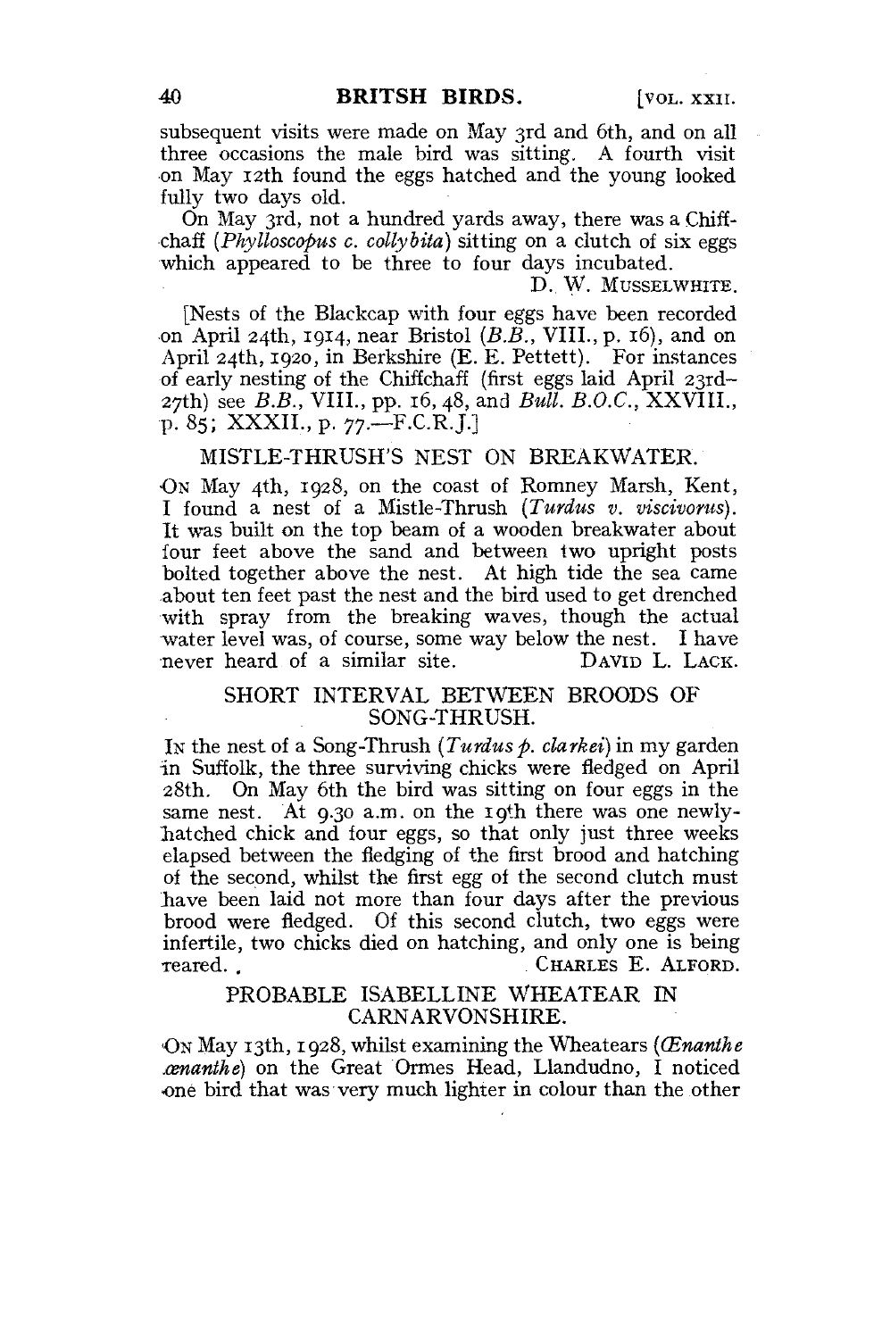subsequent visits were made on May 3rd and 6th, and on all three occasions the male bird was sitting. A fourth visit on May 12th found the eggs hatched and the young looked fully two days old.

On May 3rd, not a hundred yards away, there was a Chiffchaff (*Phylloscopus c. collybita*) sitting on a clutch of six eggs which appeared to be three to four days incubated.

D. W. MUSSELWHITE.

[Nests of the Blackcap with four eggs have been recorded on April 24th, 1914, near Bristol (*B.B.*, VIII., p. 16), and on April 24th, 1920, in Berkshire (E. E. Pettett). For instances of early nesting of the Chiffchaff (first eggs laid April 23rd–27th) see *B.B.*, VIII., pp. 16, 48, and *Bull. B.O.C.*, XXVIII., p. 85; XXXII., p. 77.—F.C.R.J.]

## MISTLE-THRUSH'S NEST ON BREAKWATER.

ON May 4th, 1928, on the coast of Romney Marsh, Kent, I found a nest of a Mistle-Thrush (*Turdus v. viscivorus*). It was built on the top beam of a wooden breakwater about four feet above the sand and between two upright posts bolted together above the nest. At high tide the sea came about ten feet past the nest and the bird used to get drenched with spray from the breaking waves, though the actual water level was, of course, some way below the nest. I have never heard of a similar site.

DAVID L. LACK.

## SHORT INTERVAL BETWEEN BROODS OF SONG-THRUSH.

IN the nest of a Song-Thrush (*Turdus p. clarkei*) in my garden in Suffolk, the three surviving chicks were fledged on April 28th. On May 6th the bird was sitting on four eggs in the same nest. At 9.30 a.m. on the 19th there was one newly-hatched chick and four eggs, so that only just three weeks elapsed between the fledging of the first brood and hatching of the second, whilst the first egg of the second clutch must have been laid not more than four days after the previous brood were fledged. Of this second clutch, two eggs were infertile, two chicks died on hatching, and only one is being reared.

CHARLES E. ALFORD.

## PROBABLE ISABELLINE WHEATEAR IN CARNARVONSHIRE.

ON May 13th, 1928, whilst examining the Wheatears (*Œnanthe œnanthe*) on the Great Ormes Head, Llandudno, I noticed one bird that was very much lighter in colour than the other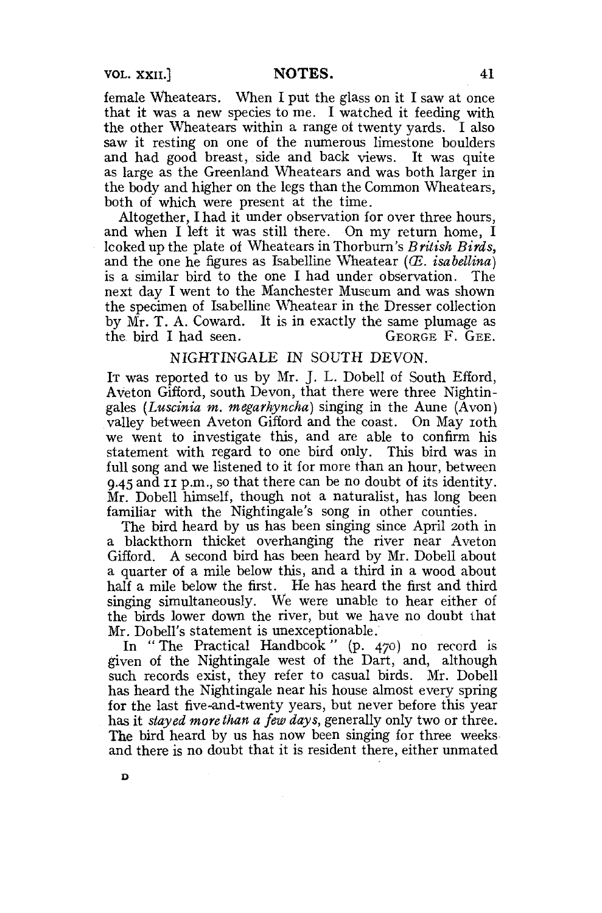female Wheatears. When I put the glass on it I saw at once that it was a new species to me. I watched it feeding with the other Wheatears within a range of twenty yards. I also saw it resting on one of the numerous limestone boulders and had good breast, side and back views. It was quite as large as the Greenland Wheatears and was both larger in the body and higher on the legs than the Common Wheatears, both of which were present at the time.

Altogether, I had it under observation for over three hours, and when I left it was still there. On my return home, I looked up the plate of Wheatears in Thorburn's *British Birds*, and the one he figures as Isabelline Wheatear (*Œ. isabellina*) is a similar bird to the one I had under observation. The next day I went to the Manchester Museum and was shown the specimen of Isabelline Wheatear in the Dresser collection by Mr. T. A. Coward. It is in exactly the same plumage as the bird I had seen.

GEORGE F. GEE.

## NIGHTINGALE IN SOUTH DEVON.

IT was reported to us by Mr. J. L. Dobell of South Efford, Aveton Gifford, south Devon, that there were three Nightingales (*Luscinia m. megarhyncha*) singing in the Aune (Avon) valley between Aveton Gifford and the coast. On May 10th we went to investigate this, and are able to confirm his statement with regard to one bird only. This bird was in full song and we listened to it for more than an hour, between 9.45 and 11 p.m., so that there can be no doubt of its identity. Mr. Dobell himself, though not a naturalist, has long been familiar with the Nightingale's song in other counties.

The bird heard by us has been singing since April 20th in a blackthorn thicket overhanging the river near Aveton Gifford. A second bird has been heard by Mr. Dobell about a quarter of a mile below this, and a third in a wood about half a mile below the first. He has heard the first and third singing simultaneously. We were unable to hear either of the birds lower down the river, but we have no doubt that Mr. Dobell's statement is unexceptionable.

In "The Practical Handbook" (p. 470) no record is given of the Nightingale west of the Dart, and, although such records exist, they refer to casual birds. Mr. Dobell has heard the Nightingale near his house almost every spring for the last five-and-twenty years, but never before this year has it *stayed more than a few days*, generally only two or three. The bird heard by us has now been singing for three weeks and there is no doubt that it is resident there, either unmated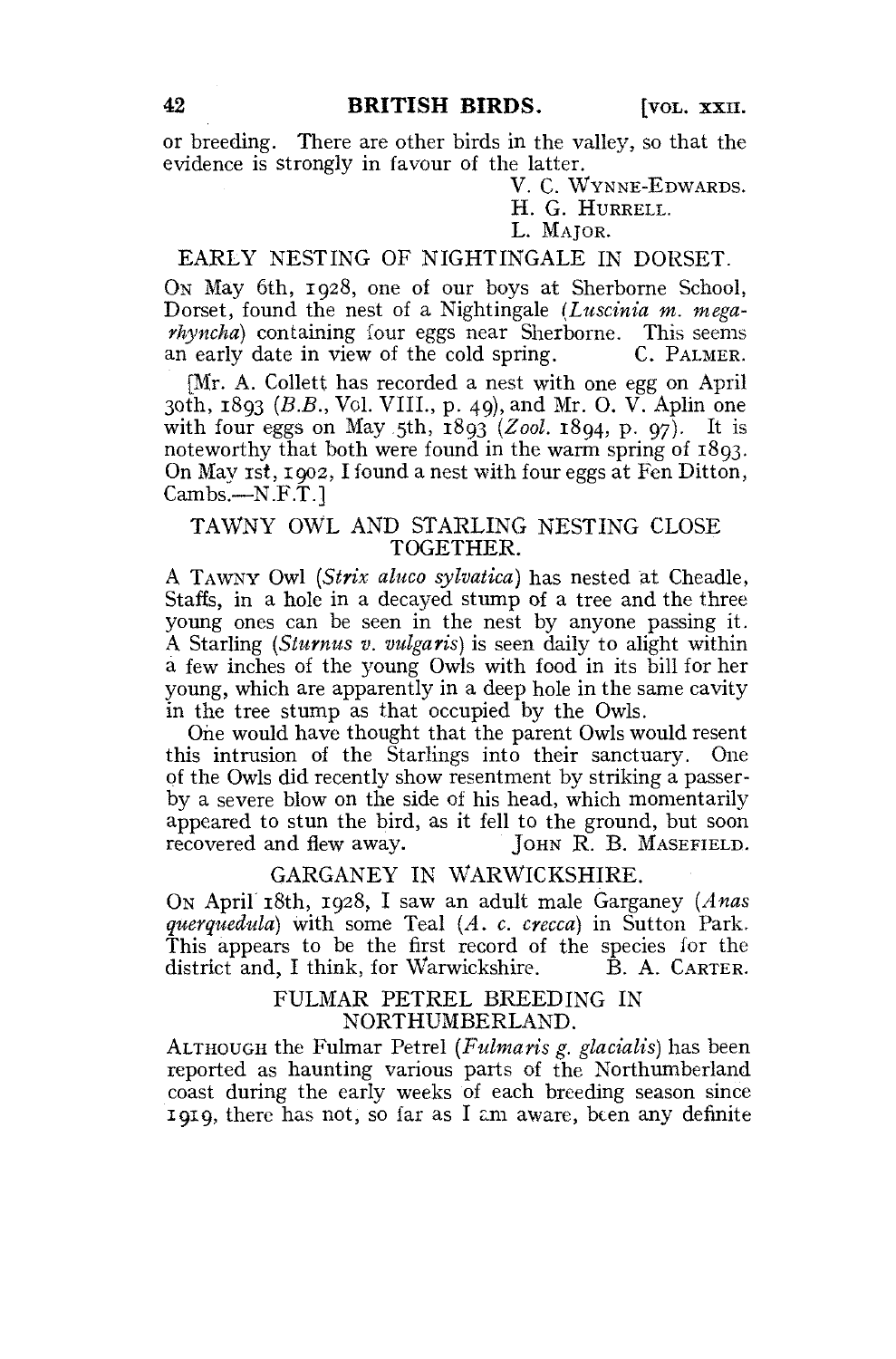or breeding. There are other birds in the valley, so that the evidence is strongly in favour of the latter.

V. C. WYNNE-EDWARDS.
H. G. HURRELL.
L. MAJOR.

## EARLY NESTING OF NIGHTINGALE IN DORSET.

ON May 6th, 1928, one of our boys at Sherborne School, Dorset, found the nest of a Nightingale (*Luscinia m. megarhyncha*) containing four eggs near Sherborne. This seems an early date in view of the cold spring. C. PALMER.

[Mr. A. Collett has recorded a nest with one egg on April 30th, 1893 (*B.B.*, Vol. VIII., p. 49), and Mr. O. V. Aplin one with four eggs on May 5th, 1893 (*Zool.* 1894, p. 97). It is noteworthy that both were found in the warm spring of 1893. On May 1st, 1902, I found a nest with four eggs at Fen Ditton, Cambs.—N.F.T.]

## TAWNY OWL AND STARLING NESTING CLOSE TOGETHER.

A TAWNY Owl (*Strix aluco sylvatica*) has nested at Cheadle, Staffs, in a hole in a decayed stump of a tree and the three young ones can be seen in the nest by anyone passing it. A Starling (*Sturnus v. vulgaris*) is seen daily to alight within a few inches of the young Owls with food in its bill for her young, which are apparently in a deep hole in the same cavity in the tree stump as that occupied by the Owls.

One would have thought that the parent Owls would resent this intrusion of the Starlings into their sanctuary. One of the Owls did recently show resentment by striking a passer-by a severe blow on the side of his head, which momentarily appeared to stun the bird, as it fell to the ground, but soon recovered and flew away. JOHN R. B. MASEFIELD.

## GARGANEY IN WARWICKSHIRE.

ON April 18th, 1928, I saw an adult male Garganey (*Anas querquedula*) with some Teal (*A. c. crecca*) in Sutton Park. This appears to be the first record of the species for the district and, I think, for Warwickshire. B. A. CARTER.

## FULMAR PETREL BREEDING IN NORTHUMBERLAND.

ALTHOUGH the Fulmar Petrel (*Fulmaris g. glacialis*) has been reported as haunting various parts of the Northumberland coast during the early weeks of each breeding season since 1919, there has not, so far as I am aware, been any definite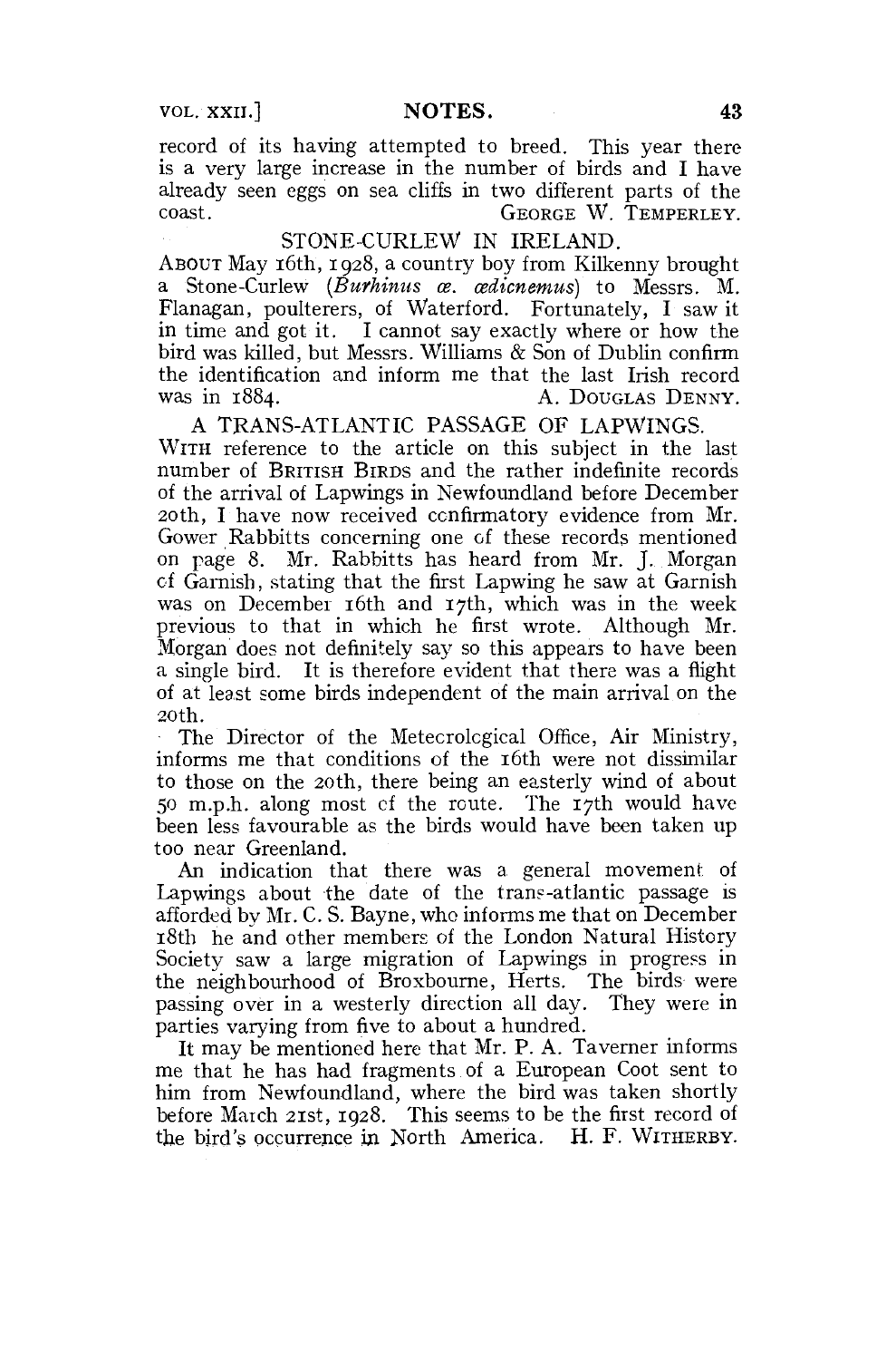record of its having attempted to breed. This year there is a very large increase in the number of birds and I have already seen eggs on sea cliffs in two different parts of the coast.

GEORGE W. TEMPERLEY.

## STONE-CURLEW IN IRELAND.

ABOUT May 16th, 1928, a country boy from Kilkenny brought a Stone-Curlew (*Burhinus œ. œdicnemus*) to Messrs. M. Flanagan, poulterers, of Waterford. Fortunately, I saw it in time and got it. I cannot say exactly where or how the bird was killed, but Messrs. Williams & Son of Dublin confirm the identification and inform me that the last Irish record was in 1884.

A. DOUGLAS DENNY.

## A TRANS-ATLANTIC PASSAGE OF LAPWINGS.

WITH reference to the article on this subject in the last number of BRITISH BIRDS and the rather indefinite records of the arrival of Lapwings in Newfoundland before December 20th, I have now received confirmatory evidence from Mr. Gower Rabbitts concerning one of these records mentioned on page 8. Mr. Rabbitts has heard from Mr. J. Morgan of Garnish, stating that the first Lapwing he saw at Garnish was on December 16th and 17th, which was in the week previous to that in which he first wrote. Although Mr. Morgan does not definitely say so this appears to have been a single bird. It is therefore evident that there was a flight of at least some birds independent of the main arrival on the 20th.

The Director of the Meteorological Office, Air Ministry, informs me that conditions of the 16th were not dissimilar to those on the 20th, there being an easterly wind of about 50 m.p.h. along most of the route. The 17th would have been less favourable as the birds would have been taken up too near Greenland.

An indication that there was a general movement of Lapwings about the date of the trans-atlantic passage is afforded by Mr. C. S. Bayne, who informs me that on December 18th he and other members of the London Natural History Society saw a large migration of Lapwings in progress in the neighbourhood of Broxbourne, Herts. The birds were passing over in a westerly direction all day. They were in parties varying from five to about a hundred.

It may be mentioned here that Mr. P. A. Taverner informs me that he has had fragments of a European Coot sent to him from Newfoundland, where the bird was taken shortly before March 21st, 1928. This seems to be the first record of the bird's occurrence in North America.

H. F. WITHERBY.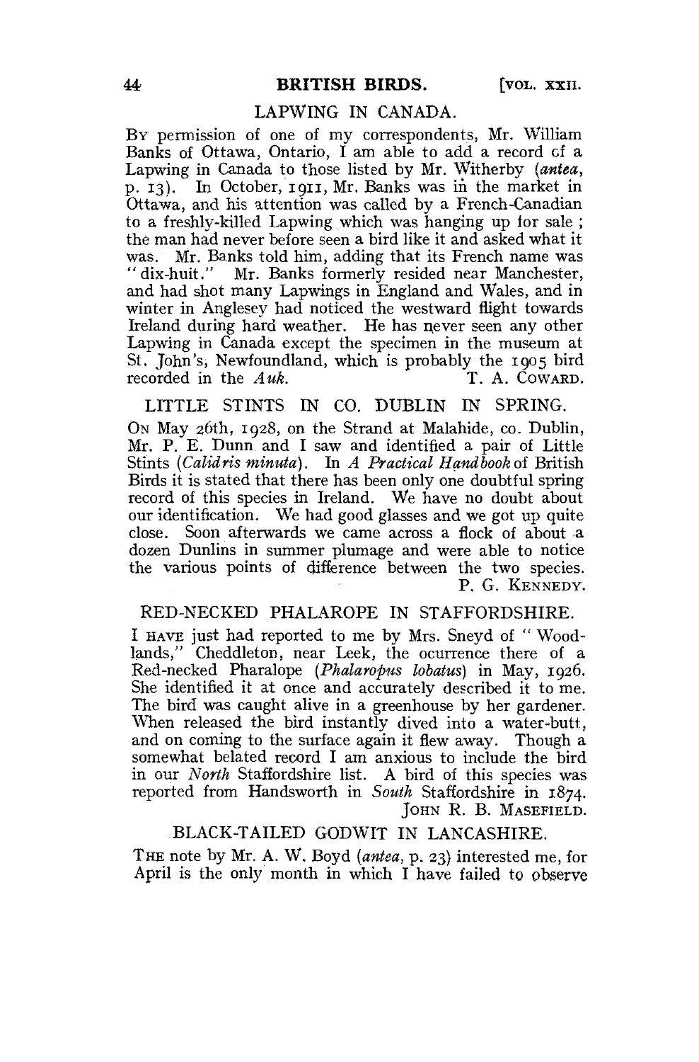## LAPWING IN CANADA.

By permission of one of my correspondents, Mr. William Banks of Ottawa, Ontario, I am able to add a record of a Lapwing in Canada to those listed by Mr. Witherby (*antea*, p. 13). In October, 1911, Mr. Banks was in the market in Ottawa, and his attention was called by a French-Canadian to a freshly-killed Lapwing which was hanging up for sale; the man had never before seen a bird like it and asked what it was. Mr. Banks told him, adding that its French name was "dix-huit." Mr. Banks formerly resided near Manchester, and had shot many Lapwings in England and Wales, and in winter in Anglesey had noticed the westward flight towards Ireland during hard weather. He has never seen any other Lapwing in Canada except the specimen in the museum at St. John's, Newfoundland, which is probably the 1905 bird recorded in the *Auk*.

T. A. Coward.

## LITTLE STINTS IN CO. DUBLIN IN SPRING.

On May 26th, 1928, on the Strand at Malahide, co. Dublin, Mr. P. E. Dunn and I saw and identified a pair of Little Stints (*Calidris minuta*). In *A Practical Handbook* of British Birds it is stated that there has been only one doubtful spring record of this species in Ireland. We have no doubt about our identification. We had good glasses and we got up quite close. Soon afterwards we came across a flock of about a dozen Dunlins in summer plumage and were able to notice the various points of difference between the two species.

P. G. Kennedy.

## RED-NECKED PHALAROPE IN STAFFORDSHIRE.

I have just had reported to me by Mrs. Sneyd of "Woodlands," Cheddleton, near Leek, the ocurrence there of a Red-necked Pharalope (*Phalaropus lobatus*) in May, 1926. She identified it at once and accurately described it to me. The bird was caught alive in a greenhouse by her gardener. When released the bird instantly dived into a water-butt, and on coming to the surface again it flew away. Though a somewhat belated record I am anxious to include the bird in our *North* Staffordshire list. A bird of this species was reported from Handsworth in *South* Staffordshire in 1874.

John R. B. Masefield.

## BLACK-TAILED GODWIT IN LANCASHIRE.

The note by Mr. A. W. Boyd (*antea*, p. 23) interested me, for April is the only month in which I have failed to observe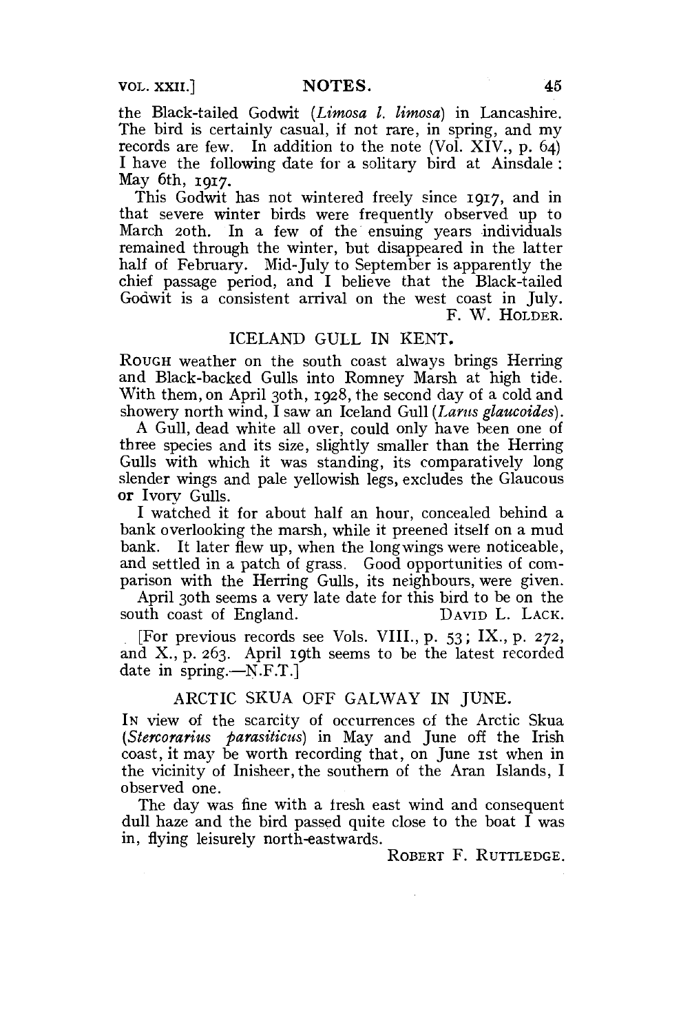the Black-tailed Godwit (*Limosa l. limosa*) in Lancashire. The bird is certainly casual, if not rare, in spring, and my records are few. In addition to the note (Vol. XIV., p. 64) I have the following date for a solitary bird at Ainsdale: May 6th, 1917.

This Godwit has not wintered freely since 1917, and in that severe winter birds were frequently observed up to March 20th. In a few of the ensuing years individuals remained through the winter, but disappeared in the latter half of February. Mid-July to September is apparently the chief passage period, and I believe that the Black-tailed Godwit is a consistent arrival on the west coast in July.

F. W. HOLDER.

## ICELAND GULL IN KENT.

ROUGH weather on the south coast always brings Herring and Black-backed Gulls into Romney Marsh at high tide. With them, on April 30th, 1928, the second day of a cold and showery north wind, I saw an Iceland Gull (*Larus glaucoides*).

A Gull, dead white all over, could only have been one of three species and its size, slightly smaller than the Herring Gulls with which it was standing, its comparatively long slender wings and pale yellowish legs, excludes the Glaucous or Ivory Gulls.

I watched it for about half an hour, concealed behind a bank overlooking the marsh, while it preened itself on a mud bank. It later flew up, when the long wings were noticeable, and settled in a patch of grass. Good opportunities of comparison with the Herring Gulls, its neighbours, were given.

April 30th seems a very late date for this bird to be on the south coast of England.

DAVID L. LACK.

[For previous records see Vols. VIII., p. 53; IX., p. 272, and X., p. 263. April 19th seems to be the latest recorded date in spring.—N.F.T.]

## ARCTIC SKUA OFF GALWAY IN JUNE.

IN view of the scarcity of occurrences of the Arctic Skua (*Stercorarius parasiticus*) in May and June off the Irish coast, it may be worth recording that, on June 1st when in the vicinity of Inisheer, the southern of the Aran Islands, I observed one.

The day was fine with a fresh east wind and consequent dull haze and the bird passed quite close to the boat I was in, flying leisurely north-eastwards.

ROBERT F. RUTTLEDGE.